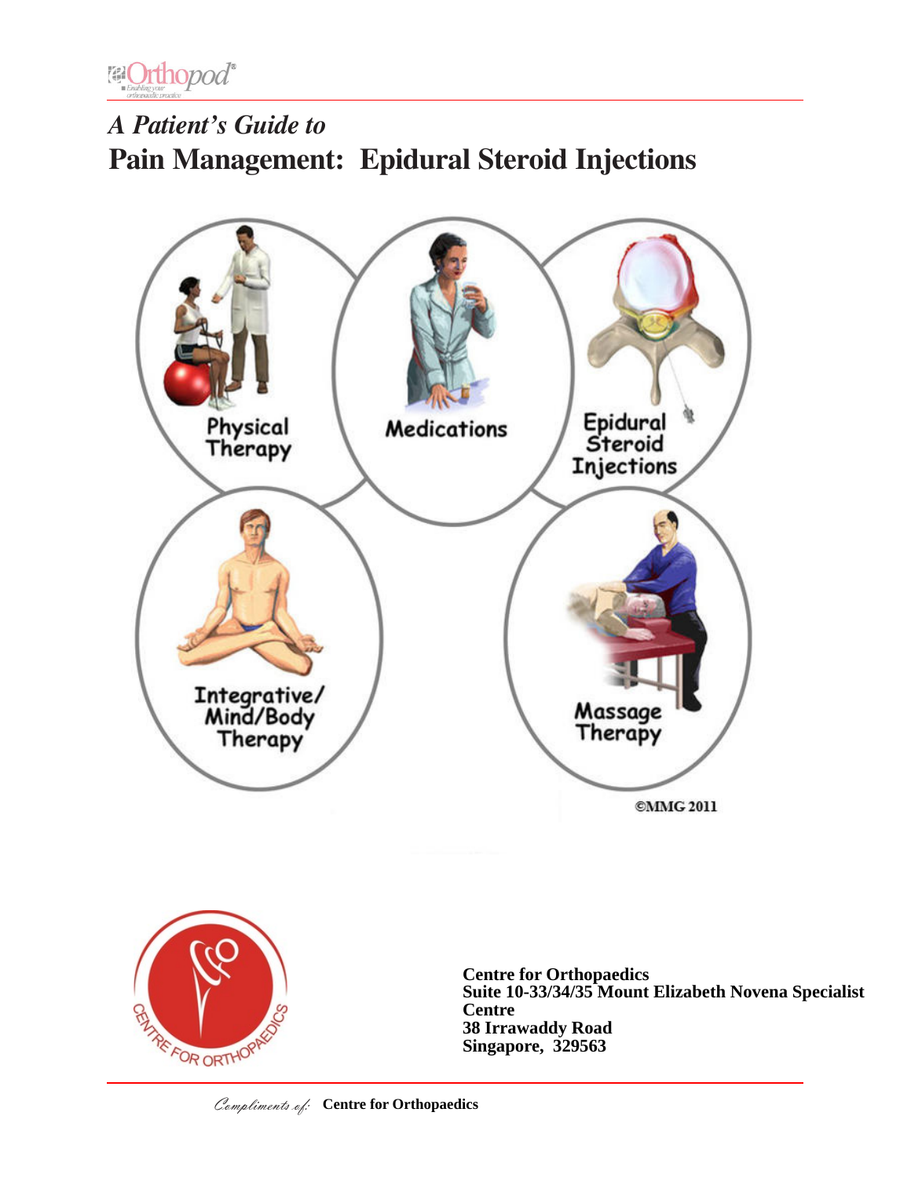eOrthopod®

*A Patient's Guide to*

# Pain Management: Epidural Steroid Injections

Physical Therapy

Medications

Epidural Steroid Injections

Integrative/ Mind/Body Therapy

Massage Therapy

©MMG 2011

**Centre for Orthopaedics**
**Suite 10-33/34/35 Mount Elizabeth Novena Specialist Centre**
**38 Irrawaddy Road**
**Singapore, 329563**

*Compliments of:* **Centre for Orthopaedics**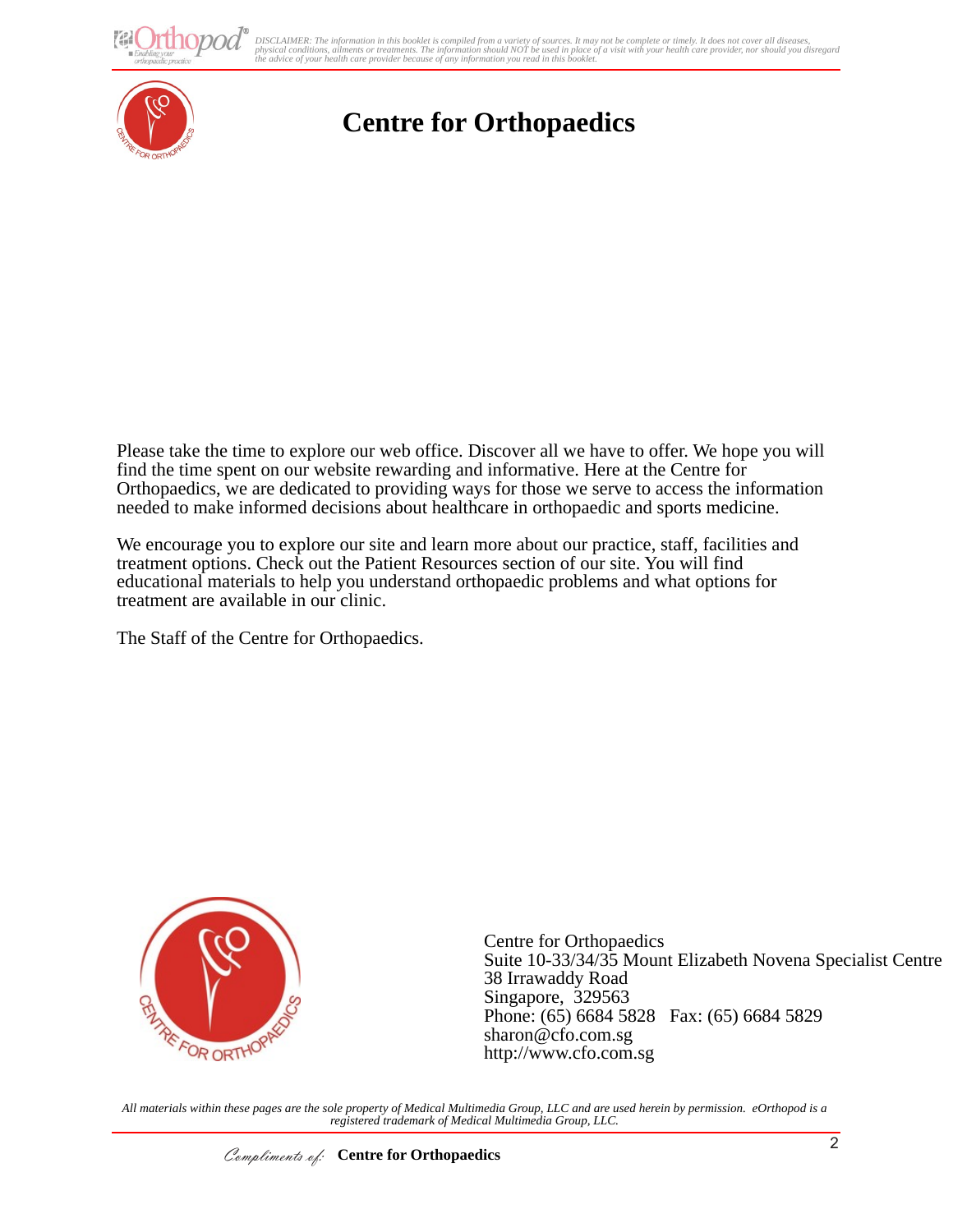# Centre for Orthopaedics

Please take the time to explore our web office. Discover all we have to offer. We hope you will find the time spent on our website rewarding and informative. Here at the Centre for Orthopaedics, we are dedicated to providing ways for those we serve to access the information needed to make informed decisions about healthcare in orthopaedic and sports medicine.

We encourage you to explore our site and learn more about our practice, staff, facilities and treatment options. Check out the Patient Resources section of our site. You will find educational materials to help you understand orthopaedic problems and what options for treatment are available in our clinic.

The Staff of the Centre for Orthopaedics.

Centre for Orthopaedics
Suite 10-33/34/35 Mount Elizabeth Novena Specialist Centre
38 Irrawaddy Road
Singapore, 329563
Phone: (65) 6684 5828 Fax: (65) 6684 5829
sharon@cfo.com.sg
http://www.cfo.com.sg

*All materials within these pages are the sole property of Medical Multimedia Group, LLC and are used herein by permission. eOrthopod is a registered trademark of Medical Multimedia Group, LLC.*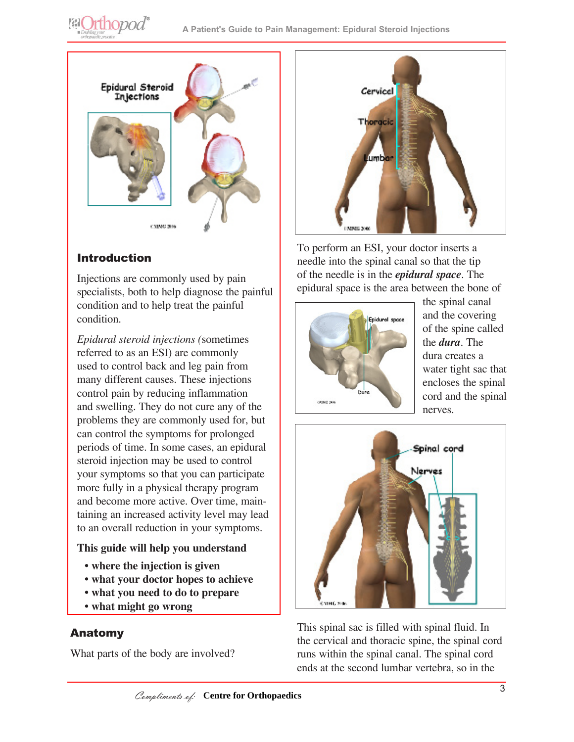## Introduction

Injections are commonly used by pain specialists, both to help diagnose the painful condition and to help treat the painful condition.

*Epidural steroid injections (*sometimes referred to as an ESI) are commonly used to control back and leg pain from many different causes. These injections control pain by reducing inflammation and swelling. They do not cure any of the problems they are commonly used for, but can control the symptoms for prolonged periods of time. In some cases, an epidural steroid injection may be used to control your symptoms so that you can participate more fully in a physical therapy program and become more active. Over time, maintaining an increased activity level may lead to an overall reduction in your symptoms.

**This guide will help you understand**

- **where the injection is given**
- **what your doctor hopes to achieve**
- **what you need to do to prepare**
- **what might go wrong**

## Anatomy

What parts of the body are involved?

To perform an ESI, your doctor inserts a needle into the spinal canal so that the tip of the needle is in the ***epidural space***. The epidural space is the area between the bone of the spinal canal and the covering of the spine called the ***dura***. The dura creates a water tight sac that encloses the spinal cord and the spinal nerves.

This spinal sac is filled with spinal fluid. In the cervical and thoracic spine, the spinal cord runs within the spinal canal. The spinal cord ends at the second lumbar vertebra, so in the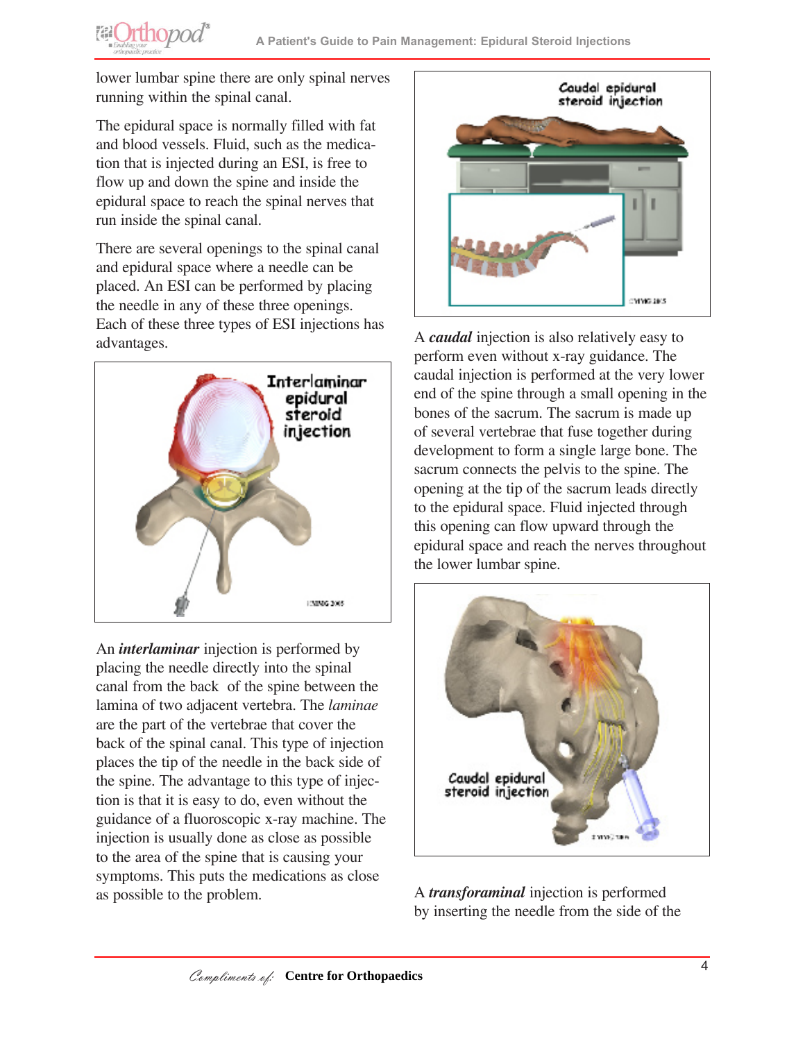lower lumbar spine there are only spinal nerves running within the spinal canal.

The epidural space is normally filled with fat and blood vessels. Fluid, such as the medication that is injected during an ESI, is free to flow up and down the spine and inside the epidural space to reach the spinal nerves that run inside the spinal canal.

There are several openings to the spinal canal and epidural space where a needle can be placed. An ESI can be performed by placing the needle in any of these three openings. Each of these three types of ESI injections has advantages.

An ***interlaminar*** injection is performed by placing the needle directly into the spinal canal from the back of the spine between the lamina of two adjacent vertebra. The *laminae* are the part of the vertebrae that cover the back of the spinal canal. This type of injection places the tip of the needle in the back side of the spine. The advantage to this type of injection is that it is easy to do, even without the guidance of a fluoroscopic x-ray machine. The injection is usually done as close as possible to the area of the spine that is causing your symptoms. This puts the medications as close as possible to the problem.

A ***caudal*** injection is also relatively easy to perform even without x-ray guidance. The caudal injection is performed at the very lower end of the spine through a small opening in the bones of the sacrum. The sacrum is made up of several vertebrae that fuse together during development to form a single large bone. The sacrum connects the pelvis to the spine. The opening at the tip of the sacrum leads directly to the epidural space. Fluid injected through this opening can flow upward through the epidural space and reach the nerves throughout the lower lumbar spine.

A ***transforaminal*** injection is performed by inserting the needle from the side of the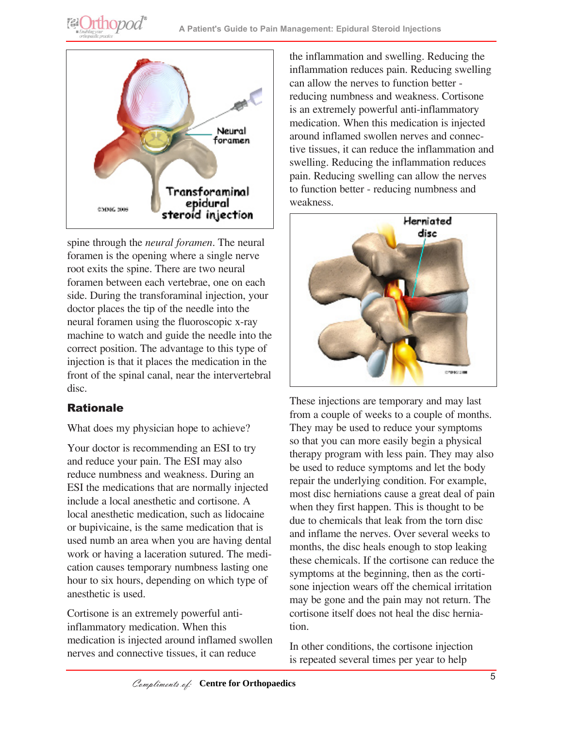spine through the *neural foramen*. The neural foramen is the opening where a single nerve root exits the spine. There are two neural foramen between each vertebrae, one on each side. During the transforaminal injection, your doctor places the tip of the needle into the neural foramen using the fluoroscopic x-ray machine to watch and guide the needle into the correct position. The advantage to this type of injection is that it places the medication in the front of the spinal canal, near the intervertebral disc.

## Rationale

What does my physician hope to achieve?

Your doctor is recommending an ESI to try and reduce your pain. The ESI may also reduce numbness and weakness. During an ESI the medications that are normally injected include a local anesthetic and cortisone. A local anesthetic medication, such as lidocaine or bupivicaine, is the same medication that is used numb an area when you are having dental work or having a laceration sutured. The medication causes temporary numbness lasting one hour to six hours, depending on which type of anesthetic is used.

Cortisone is an extremely powerful anti-inflammatory medication. When this medication is injected around inflamed swollen nerves and connective tissues, it can reduce the inflammation and swelling. Reducing the inflammation reduces pain. Reducing swelling can allow the nerves to function better - reducing numbness and weakness. Cortisone is an extremely powerful anti-inflammatory medication. When this medication is injected around inflamed swollen nerves and connective tissues, it can reduce the inflammation and swelling. Reducing the inflammation reduces pain. Reducing swelling can allow the nerves to function better - reducing numbness and weakness.

These injections are temporary and may last from a couple of weeks to a couple of months. They may be used to reduce your symptoms so that you can more easily begin a physical therapy program with less pain. They may also be used to reduce symptoms and let the body repair the underlying condition. For example, most disc herniations cause a great deal of pain when they first happen. This is thought to be due to chemicals that leak from the torn disc and inflame the nerves. Over several weeks to months, the disc heals enough to stop leaking these chemicals. If the cortisone can reduce the symptoms at the beginning, then as the cortisone injection wears off the chemical irritation may be gone and the pain may not return. The cortisone itself does not heal the disc herniation.

In other conditions, the cortisone injection is repeated several times per year to help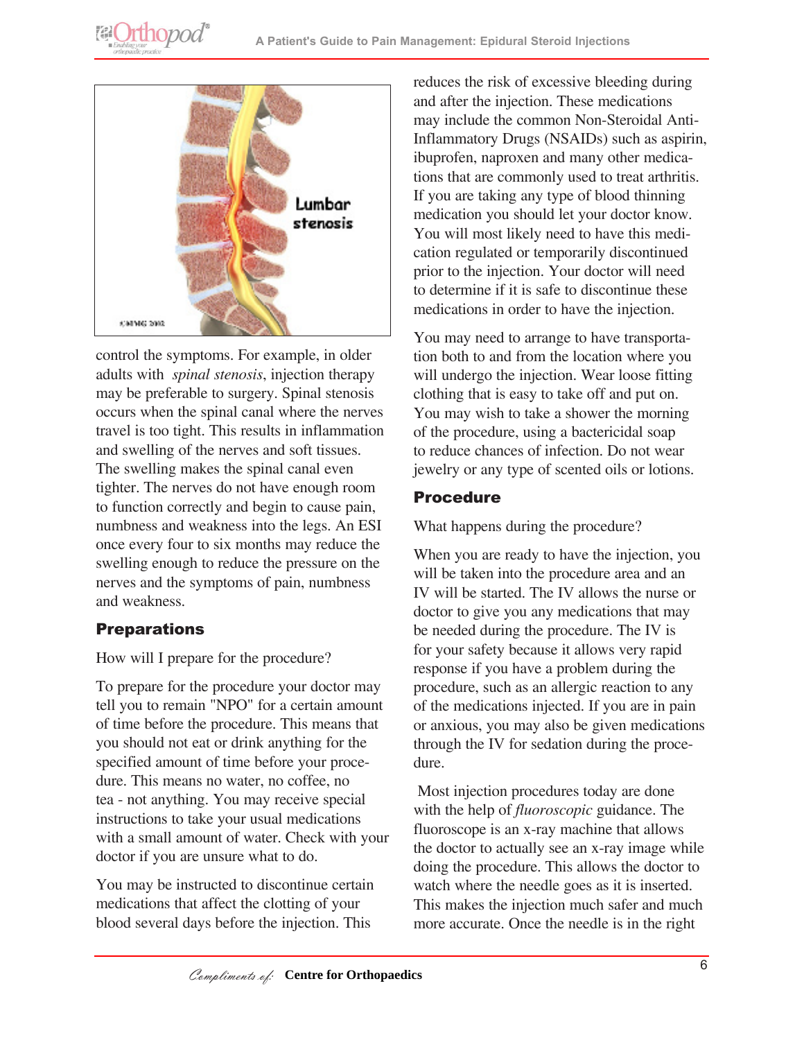control the symptoms. For example, in older adults with *spinal stenosis*, injection therapy may be preferable to surgery. Spinal stenosis occurs when the spinal canal where the nerves travel is too tight. This results in inflammation and swelling of the nerves and soft tissues. The swelling makes the spinal canal even tighter. The nerves do not have enough room to function correctly and begin to cause pain, numbness and weakness into the legs. An ESI once every four to six months may reduce the swelling enough to reduce the pressure on the nerves and the symptoms of pain, numbness and weakness.

## Preparations

How will I prepare for the procedure?

To prepare for the procedure your doctor may tell you to remain "NPO" for a certain amount of time before the procedure. This means that you should not eat or drink anything for the specified amount of time before your procedure. This means no water, no coffee, no tea - not anything. You may receive special instructions to take your usual medications with a small amount of water. Check with your doctor if you are unsure what to do.

You may be instructed to discontinue certain medications that affect the clotting of your blood several days before the injection. This reduces the risk of excessive bleeding during and after the injection. These medications may include the common Non-Steroidal Anti-Inflammatory Drugs (NSAIDs) such as aspirin, ibuprofen, naproxen and many other medications that are commonly used to treat arthritis. If you are taking any type of blood thinning medication you should let your doctor know. You will most likely need to have this medication regulated or temporarily discontinued prior to the injection. Your doctor will need to determine if it is safe to discontinue these medications in order to have the injection.

You may need to arrange to have transportation both to and from the location where you will undergo the injection. Wear loose fitting clothing that is easy to take off and put on. You may wish to take a shower the morning of the procedure, using a bactericidal soap to reduce chances of infection. Do not wear jewelry or any type of scented oils or lotions.

## Procedure

What happens during the procedure?

When you are ready to have the injection, you will be taken into the procedure area and an IV will be started. The IV allows the nurse or doctor to give you any medications that may be needed during the procedure. The IV is for your safety because it allows very rapid response if you have a problem during the procedure, such as an allergic reaction to any of the medications injected. If you are in pain or anxious, you may also be given medications through the IV for sedation during the procedure.

Most injection procedures today are done with the help of *fluoroscopic* guidance. The fluoroscope is an x-ray machine that allows the doctor to actually see an x-ray image while doing the procedure. This allows the doctor to watch where the needle goes as it is inserted. This makes the injection much safer and much more accurate. Once the needle is in the right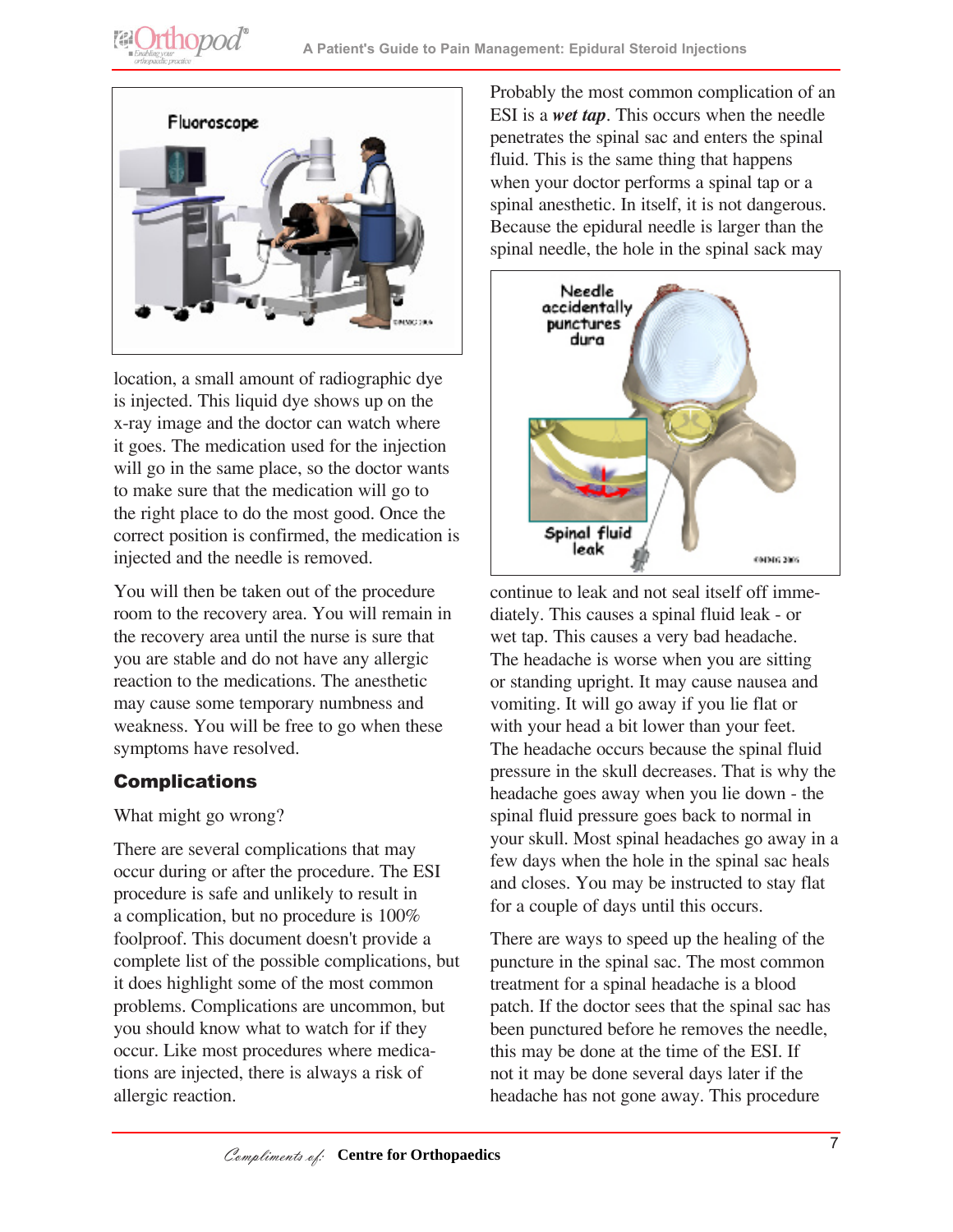location, a small amount of radiographic dye is injected. This liquid dye shows up on the x-ray image and the doctor can watch where it goes. The medication used for the injection will go in the same place, so the doctor wants to make sure that the medication will go to the right place to do the most good. Once the correct position is confirmed, the medication is injected and the needle is removed.

You will then be taken out of the procedure room to the recovery area. You will remain in the recovery area until the nurse is sure that you are stable and do not have any allergic reaction to the medications. The anesthetic may cause some temporary numbness and weakness. You will be free to go when these symptoms have resolved.

## Complications

What might go wrong?

There are several complications that may occur during or after the procedure. The ESI procedure is safe and unlikely to result in a complication, but no procedure is 100% foolproof. This document doesn't provide a complete list of the possible complications, but it does highlight some of the most common problems. Complications are uncommon, but you should know what to watch for if they occur. Like most procedures where medications are injected, there is always a risk of allergic reaction.

Probably the most common complication of an ESI is a ***wet tap***. This occurs when the needle penetrates the spinal sac and enters the spinal fluid. This is the same thing that happens when your doctor performs a spinal tap or a spinal anesthetic. In itself, it is not dangerous. Because the epidural needle is larger than the spinal needle, the hole in the spinal sack may continue to leak and not seal itself off immediately. This causes a spinal fluid leak - or wet tap. This causes a very bad headache. The headache is worse when you are sitting or standing upright. It may cause nausea and vomiting. It will go away if you lie flat or with your head a bit lower than your feet. The headache occurs because the spinal fluid pressure in the skull decreases. That is why the headache goes away when you lie down - the spinal fluid pressure goes back to normal in your skull. Most spinal headaches go away in a few days when the hole in the spinal sac heals and closes. You may be instructed to stay flat for a couple of days until this occurs.

There are ways to speed up the healing of the puncture in the spinal sac. The most common treatment for a spinal headache is a blood patch. If the doctor sees that the spinal sac has been punctured before he removes the needle, this may be done at the time of the ESI. If not it may be done several days later if the headache has not gone away. This procedure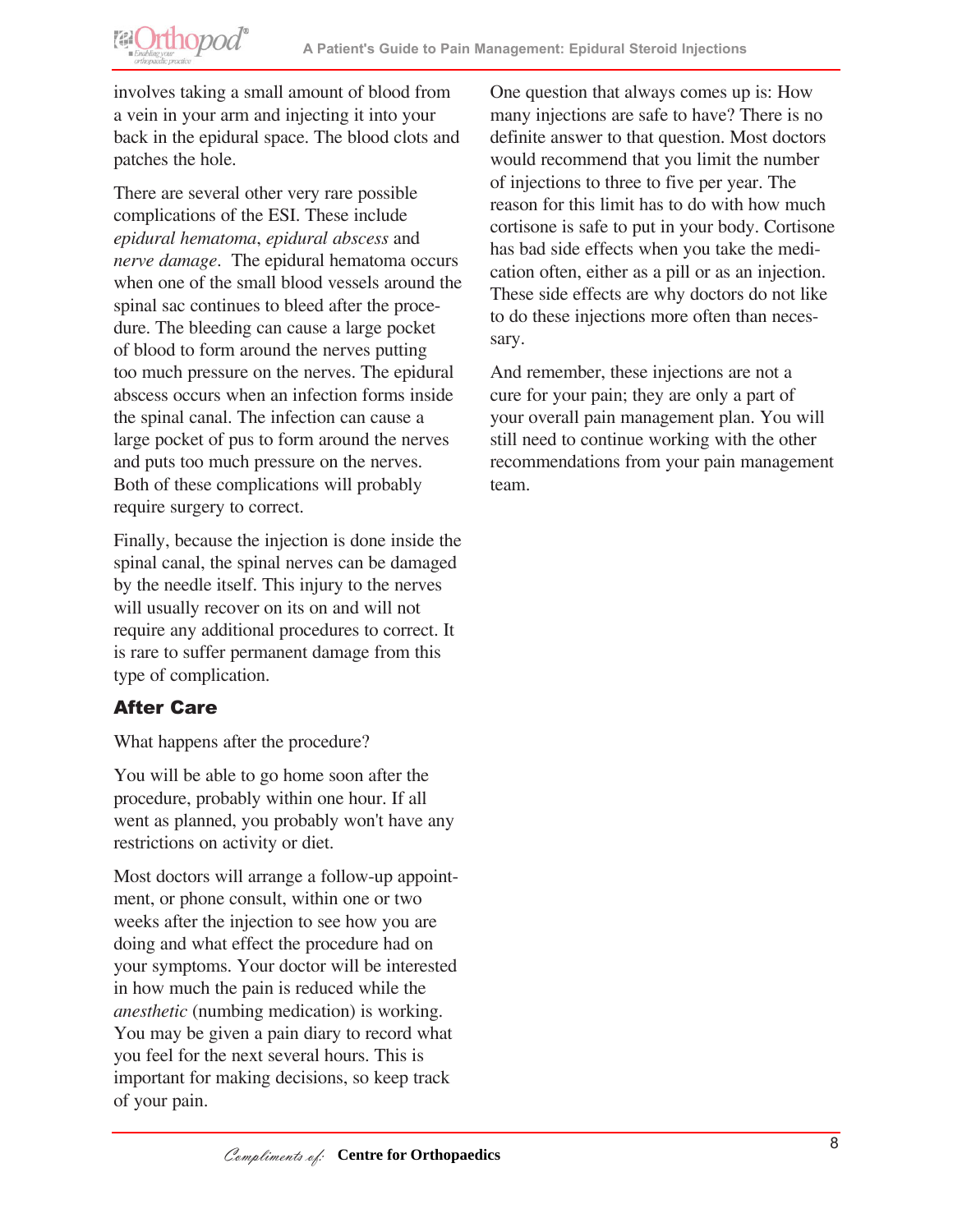involves taking a small amount of blood from a vein in your arm and injecting it into your back in the epidural space. The blood clots and patches the hole.

There are several other very rare possible complications of the ESI. These include *epidural hematoma*, *epidural abscess* and *nerve damage*. The epidural hematoma occurs when one of the small blood vessels around the spinal sac continues to bleed after the procedure. The bleeding can cause a large pocket of blood to form around the nerves putting too much pressure on the nerves. The epidural abscess occurs when an infection forms inside the spinal canal. The infection can cause a large pocket of pus to form around the nerves and puts too much pressure on the nerves. Both of these complications will probably require surgery to correct.

Finally, because the injection is done inside the spinal canal, the spinal nerves can be damaged by the needle itself. This injury to the nerves will usually recover on its on and will not require any additional procedures to correct. It is rare to suffer permanent damage from this type of complication.

## After Care

What happens after the procedure?

You will be able to go home soon after the procedure, probably within one hour. If all went as planned, you probably won't have any restrictions on activity or diet.

Most doctors will arrange a follow-up appointment, or phone consult, within one or two weeks after the injection to see how you are doing and what effect the procedure had on your symptoms. Your doctor will be interested in how much the pain is reduced while the *anesthetic* (numbing medication) is working. You may be given a pain diary to record what you feel for the next several hours. This is important for making decisions, so keep track of your pain.

One question that always comes up is: How many injections are safe to have? There is no definite answer to that question. Most doctors would recommend that you limit the number of injections to three to five per year. The reason for this limit has to do with how much cortisone is safe to put in your body. Cortisone has bad side effects when you take the medication often, either as a pill or as an injection. These side effects are why doctors do not like to do these injections more often than necessary.

And remember, these injections are not a cure for your pain; they are only a part of your overall pain management plan. You will still need to continue working with the other recommendations from your pain management team.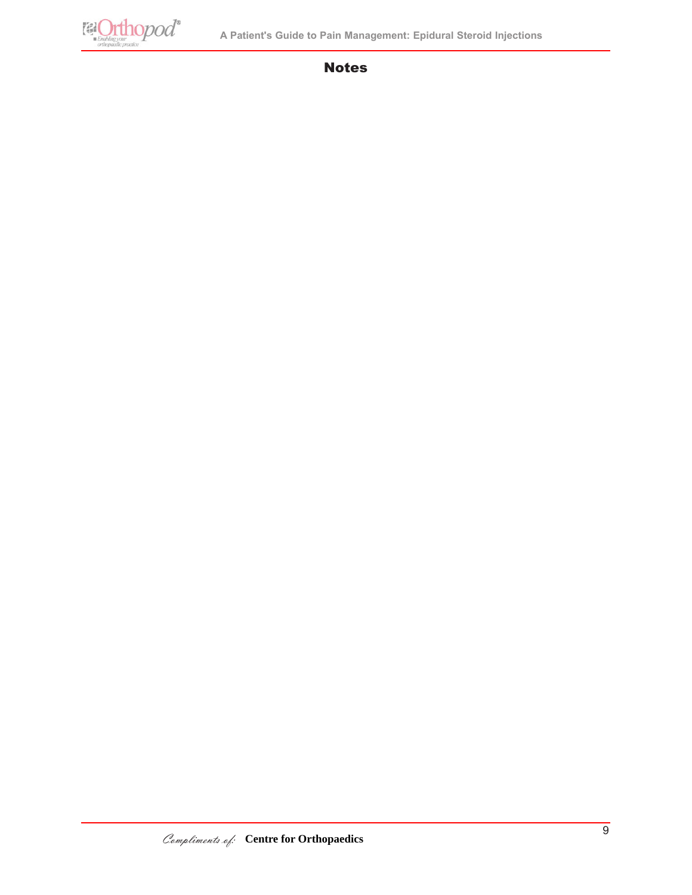## Notes